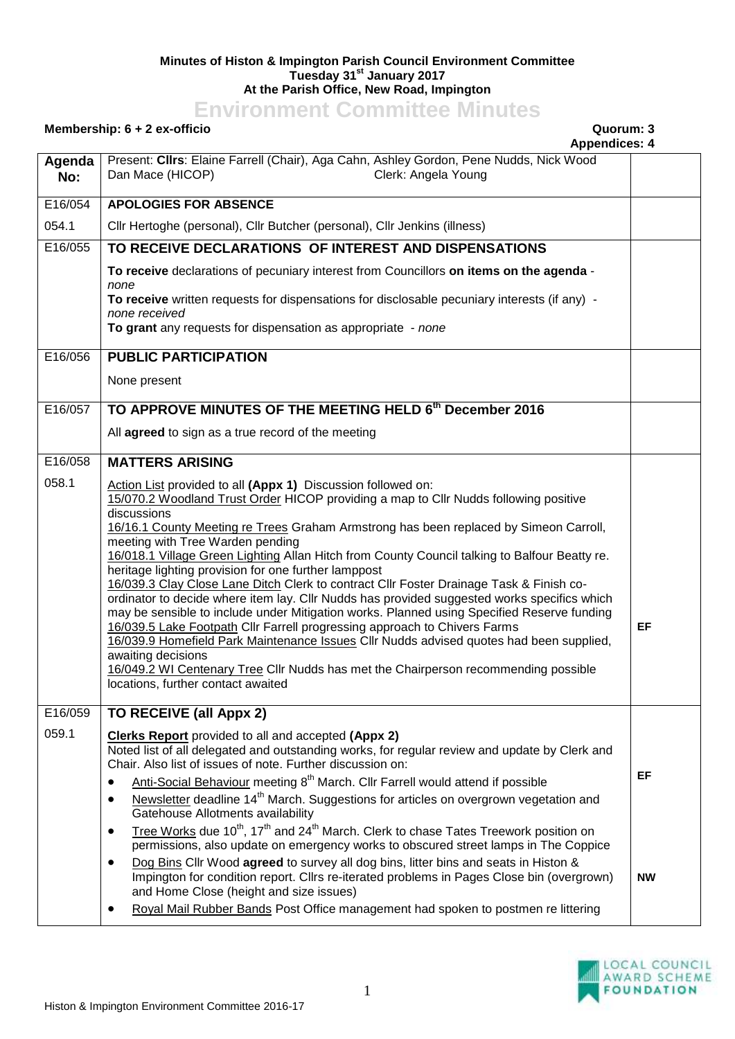**Minutes of Histon & Impington Parish Council Environment Committee**
**Tuesday 31st January 2017**
**At the Parish Office, New Road, Impington**

# Environment Committee Minutes

**Membership: 6 + 2 ex-officio** **Quorum: 3**
**Appendices: 4**

| Agenda No: | Present: **Cllrs**: Elaine Farrell (Chair), Aga Cahn, Ashley Gordon, Pene Nudds, Nick Wood<br>Dan Mace (HICOP) Clerk: Angela Young | |
|---|---|---|
| E16/054 | **APOLOGIES FOR ABSENCE** | |
| 054.1 | Cllr Hertoghe (personal), Cllr Butcher (personal), Cllr Jenkins (illness) | |
| E16/055 | **TO RECEIVE DECLARATIONS OF INTEREST AND DISPENSATIONS**<br><br>**To receive** declarations of pecuniary interest from Councillors **on items on the agenda** - *none*<br>**To receive** written requests for dispensations for disclosable pecuniary interests (if any) - *none received*<br>**To grant** any requests for dispensation as appropriate - *none* | |
| E16/056 | **PUBLIC PARTICIPATION**<br><br>None present | |
| E16/057 | **TO APPROVE MINUTES OF THE MEETING HELD 6th December 2016**<br><br>All **agreed** to sign as a true record of the meeting | |
| E16/058 | **MATTERS ARISING** | |
| 058.1 | Action List provided to all **(Appx 1)** Discussion followed on:<br>15/070.2 Woodland Trust Order HICOP providing a map to Cllr Nudds following positive discussions<br>16/16.1 County Meeting re Trees Graham Armstrong has been replaced by Simeon Carroll, meeting with Tree Warden pending<br>16/018.1 Village Green Lighting Allan Hitch from County Council talking to Balfour Beatty re. heritage lighting provision for one further lamppost<br>16/039.3 Clay Close Lane Ditch Clerk to contract Cllr Foster Drainage Task & Finish co-ordinator to decide where item lay. Cllr Nudds has provided suggested works specifics which may be sensible to include under Mitigation works. Planned using Specified Reserve funding<br>16/039.5 Lake Footpath Cllr Farrell progressing approach to Chivers Farms<br>16/039.9 Homefield Park Maintenance Issues Cllr Nudds advised quotes had been supplied, awaiting decisions<br>16/049.2 WI Centenary Tree Cllr Nudds has met the Chairperson recommending possible locations, further contact awaited | EF |
| E16/059 | **TO RECEIVE (all Appx 2)** | |
| 059.1 | **Clerks Report** provided to all and accepted **(Appx 2)**<br>Noted list of all delegated and outstanding works, for regular review and update by Clerk and Chair. Also list of issues of note. Further discussion on:<br>• Anti-Social Behaviour meeting 8th March. Cllr Farrell would attend if possible<br>• Newsletter deadline 14th March. Suggestions for articles on overgrown vegetation and Gatehouse Allotments availability<br>• Tree Works due 10th, 17th and 24th March. Clerk to chase Tates Treework position on permissions, also update on emergency works to obscured street lamps in The Coppice<br>• Dog Bins Cllr Wood **agreed** to survey all dog bins, litter bins and seats in Histon & Impington for condition report. Cllrs re-iterated problems in Pages Close bin (overgrown) and Home Close (height and size issues)<br>• Royal Mail Rubber Bands Post Office management had spoken to postmen re littering | EF<br><br>NW |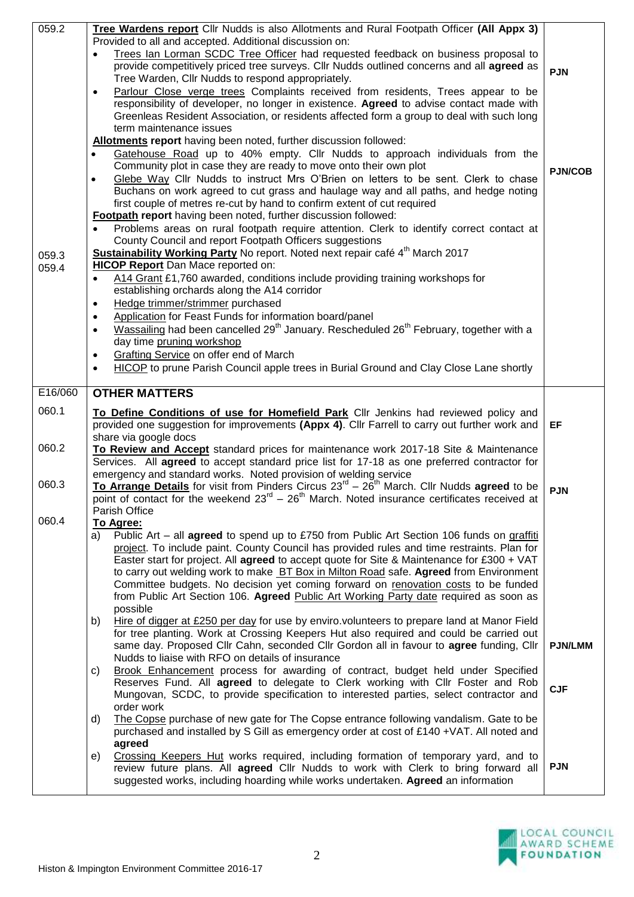| | | |
|---|---|---|
| 059.2 | **Tree Wardens report** Cllr Nudds is also Allotments and Rural Footpath Officer **(All Appx 3)** Provided to all and accepted. Additional discussion on:<br>• Trees Ian Lorman SCDC Tree Officer had requested feedback on business proposal to provide competitively priced tree surveys. Cllr Nudds outlined concerns and all **agreed** as Tree Warden, Cllr Nudds to respond appropriately.<br>• Parlour Close verge trees Complaints received from residents, Trees appear to be responsibility of developer, no longer in existence. **Agreed** to advise contact made with Greenleas Resident Association, or residents affected form a group to deal with such long term maintenance issues<br>**Allotments report** having been noted, further discussion followed:<br>• Gatehouse Road up to 40% empty. Cllr Nudds to approach individuals from the Community plot in case they are ready to move onto their own plot<br>• Glebe Way Cllr Nudds to instruct Mrs O'Brien on letters to be sent. Clerk to chase Buchans on work agreed to cut grass and haulage way and all paths, and hedge noting first couple of metres re-cut by hand to confirm extent of cut required<br>**Footpath report** having been noted, further discussion followed:<br>• Problems areas on rural footpath require attention. Clerk to identify correct contact at County Council and report Footpath Officers suggestions | PJN<br><br>PJN/COB |
| 059.3 | **Sustainability Working Party** No report. Noted next repair café 4th March 2017 | |
| 059.4 | **HICOP Report** Dan Mace reported on:<br>• A14 Grant £1,760 awarded, conditions include providing training workshops for establishing orchards along the A14 corridor<br>• Hedge trimmer/strimmer purchased<br>• Application for Feast Funds for information board/panel<br>• Wassailing had been cancelled 29th January. Rescheduled 26th February, together with a day time pruning workshop<br>• Grafting Service on offer end of March<br>• HICOP to prune Parish Council apple trees in Burial Ground and Clay Close Lane shortly | |
| E16/060 | **OTHER MATTERS** | |
| 060.1 | **To Define Conditions of use for Homefield Park** Cllr Jenkins had reviewed policy and provided one suggestion for improvements **(Appx 4)**. Cllr Farrell to carry out further work and share via google docs | EF |
| 060.2 | **To Review and Accept** standard prices for maintenance work 2017-18 Site & Maintenance Services. All **agreed** to accept standard price list for 17-18 as one preferred contractor for emergency and standard works. Noted provision of welding service | |
| 060.3 | **To Arrange Details** for visit from Pinders Circus 23rd – 26th March. Cllr Nudds **agreed** to be point of contact for the weekend 23rd – 26th March. Noted insurance certificates received at Parish Office | PJN |
| 060.4 | **To Agree:**<br>a) Public Art – all **agreed** to spend up to £750 from Public Art Section 106 funds on graffiti project. To include paint. County Council has provided rules and time restraints. Plan for Easter start for project. All **agreed** to accept quote for Site & Maintenance for £300 + VAT to carry out welding work to make BT Box in Milton Road safe. **Agreed** from Environment Committee budgets. No decision yet coming forward on renovation costs to be funded from Public Art Section 106. **Agreed** Public Art Working Party date required as soon as possible<br>b) Hire of digger at £250 per day for use by enviro.volunteers to prepare land at Manor Field for tree planting. Work at Crossing Keepers Hut also required and could be carried out same day. Proposed Cllr Cahn, seconded Cllr Gordon all in favour to **agree** funding, Cllr Nudds to liaise with RFO on details of insurance<br>c) Brook Enhancement process for awarding of contract, budget held under Specified Reserves Fund. All **agreed** to delegate to Clerk working with Cllr Foster and Rob Mungovan, SCDC, to provide specification to interested parties, select contractor and order work<br>d) The Copse purchase of new gate for The Copse entrance following vandalism. Gate to be purchased and installed by S Gill as emergency order at cost of £140 +VAT. All noted and **agreed**<br>e) Crossing Keepers Hut works required, including formation of temporary yard, and to review future plans. All **agreed** Cllr Nudds to work with Clerk to bring forward all suggested works, including hoarding while works undertaken. **Agreed** an information | <br><br><br><br><br><br><br>PJN/LMM<br><br>CJF<br><br><br>PJN |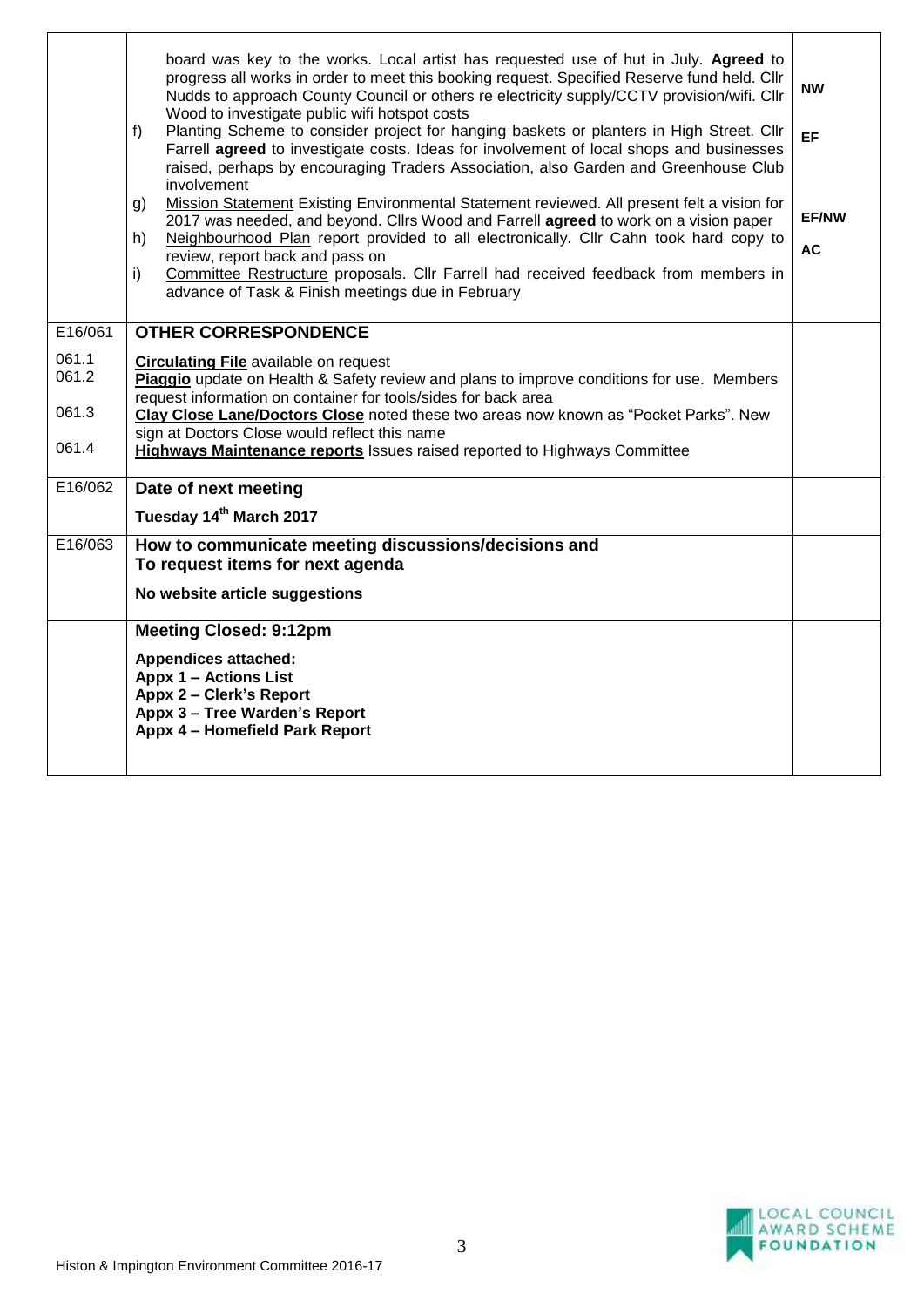| | | |
|---|---|---|
| | board was key to the works. Local artist has requested use of hut in July. **Agreed** to progress all works in order to meet this booking request. Specified Reserve fund held. Cllr Nudds to approach County Council or others re electricity supply/CCTV provision/wifi. Cllr Wood to investigate public wifi hotspot costs<br>f) Planting Scheme to consider project for hanging baskets or planters in High Street. Cllr Farrell **agreed** to investigate costs. Ideas for involvement of local shops and businesses raised, perhaps by encouraging Traders Association, also Garden and Greenhouse Club involvement<br>g) Mission Statement Existing Environmental Statement reviewed. All present felt a vision for 2017 was needed, and beyond. Cllrs Wood and Farrell **agreed** to work on a vision paper<br>h) Neighbourhood Plan report provided to all electronically. Cllr Cahn took hard copy to review, report back and pass on<br>i) Committee Restructure proposals. Cllr Farrell had received feedback from members in advance of Task & Finish meetings due in February | **NW**<br><br>**EF**<br><br>**EF/NW**<br><br>**AC** |
| E16/061 | **OTHER CORRESPONDENCE** | |
| 061.1<br>061.2<br><br>061.3<br><br>061.4 | **Circulating File** available on request<br>**Piaggio** update on Health & Safety review and plans to improve conditions for use. Members request information on container for tools/sides for back area<br>**Clay Close Lane/Doctors Close** noted these two areas now known as "Pocket Parks". New sign at Doctors Close would reflect this name<br>**Highways Maintenance reports** Issues raised reported to Highways Committee | |
| E16/062 | **Date of next meeting**<br>**Tuesday 14th March 2017** | |
| E16/063 | **How to communicate meeting discussions/decisions and To request items for next agenda**<br>**No website article suggestions** | |
| | **Meeting Closed: 9:12pm**<br>**Appendices attached:**<br>**Appx 1 – Actions List**<br>**Appx 2 – Clerk's Report**<br>**Appx 3 – Tree Warden's Report**<br>**Appx 4 – Homefield Park Report** | |